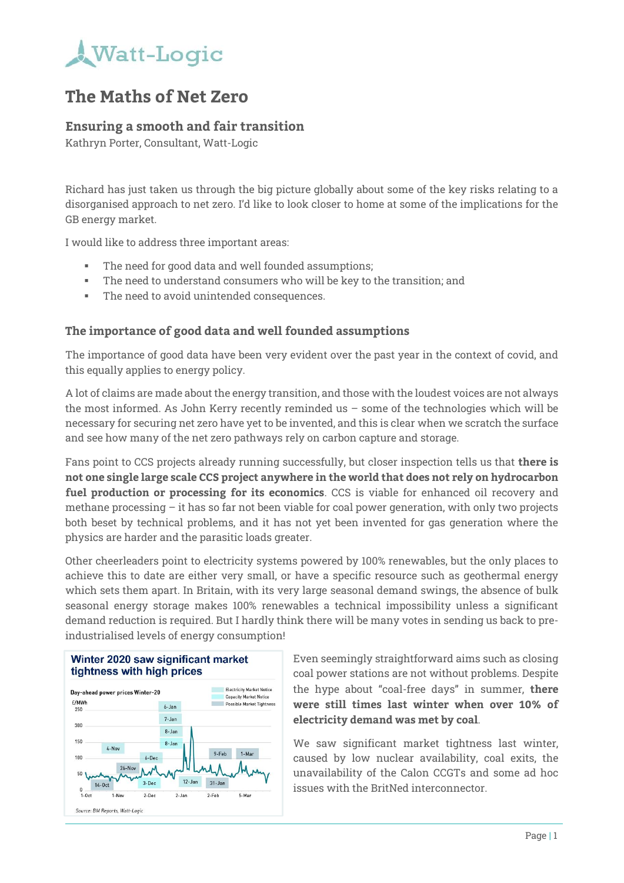# The Maths of Net Zero

## Ensuring a smooth and fair transition

Kathryn Porter, Consultant, Watt-Logic

Richard has just taken us through the big picture globally about some of the key risks relating to a disorganised approach to net zero. I'd like to look closer to home at some of the implications for the GB energy market.

I would like to address three important areas:

- The need for good data and well founded assumptions;
- The need to understand consumers who will be key to the transition; and
- The need to avoid unintended consequences.

### The importance of good data and well founded assumptions

The importance of good data have been very evident over the past year in the context of covid, and this equally applies to energy policy.

A lot of claims are made about the energy transition, and those with the loudest voices are not always the most informed. As John Kerry recently reminded us – some of the technologies which will be necessary for securing net zero have yet to be invented, and this is clear when we scratch the surface and see how many of the net zero pathways rely on carbon capture and storage.

Fans point to CCS projects already running successfully, but closer inspection tells us that **there is not one single large scale CCS project anywhere in the world that does not rely on hydrocarbon fuel production or processing for its economics**. CCS is viable for enhanced oil recovery and methane processing – it has so far not been viable for coal power generation, with only two projects both beset by technical problems, and it has not yet been invented for gas generation where the physics are harder and the parasitic loads greater.

Other cheerleaders point to electricity systems powered by 100% renewables, but the only places to achieve this to date are either very small, or have a specific resource such as geothermal energy which sets them apart. In Britain, with its very large seasonal demand swings, the absence of bulk seasonal energy storage makes 100% renewables a technical impossibility unless a significant demand reduction is required. But I hardly think there will be many votes in sending us back to pre-industrialised levels of energy consumption!

**Winter 2020 saw significant market tightness with high prices**

Day-ahead power prices Winter-20

Source: BM Reports, Watt-Logic

Even seemingly straightforward aims such as closing coal power stations are not without problems. Despite the hype about "coal-free days" in summer, **there were still times last winter when over 10% of electricity demand was met by coal**.

We saw significant market tightness last winter, caused by low nuclear availability, coal exits, the unavailability of the Calon CCGTs and some ad hoc issues with the BritNed interconnector.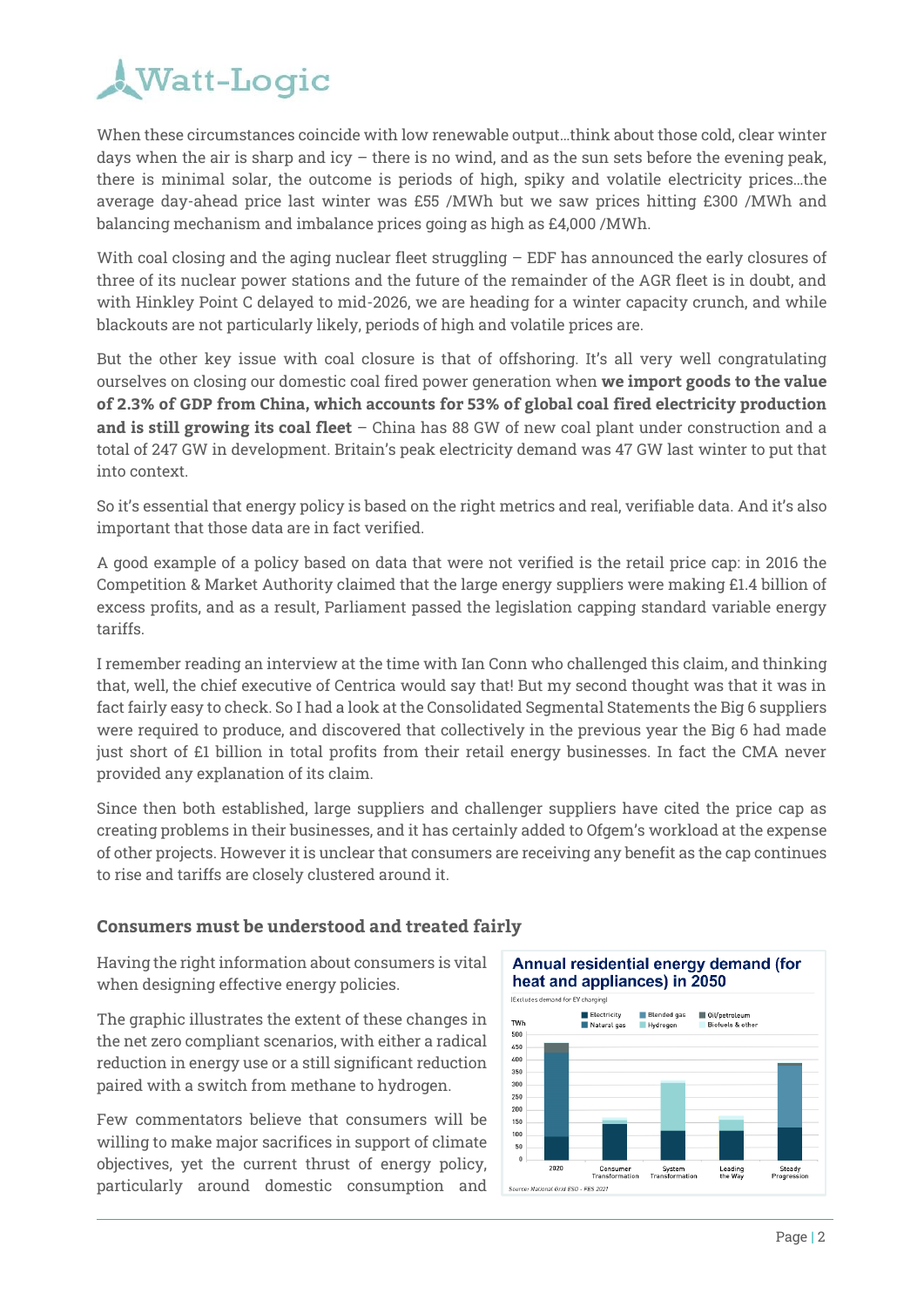When these circumstances coincide with low renewable output…think about those cold, clear winter days when the air is sharp and icy – there is no wind, and as the sun sets before the evening peak, there is minimal solar, the outcome is periods of high, spiky and volatile electricity prices…the average day-ahead price last winter was £55 /MWh but we saw prices hitting £300 /MWh and balancing mechanism and imbalance prices going as high as £4,000 /MWh.

With coal closing and the aging nuclear fleet struggling – EDF has announced the early closures of three of its nuclear power stations and the future of the remainder of the AGR fleet is in doubt, and with Hinkley Point C delayed to mid-2026, we are heading for a winter capacity crunch, and while blackouts are not particularly likely, periods of high and volatile prices are.

But the other key issue with coal closure is that of offshoring. It's all very well congratulating ourselves on closing our domestic coal fired power generation when **we import goods to the value of 2.3% of GDP from China, which accounts for 53% of global coal fired electricity production and is still growing its coal fleet** – China has 88 GW of new coal plant under construction and a total of 247 GW in development. Britain's peak electricity demand was 47 GW last winter to put that into context.

So it's essential that energy policy is based on the right metrics and real, verifiable data. And it's also important that those data are in fact verified.

A good example of a policy based on data that were not verified is the retail price cap: in 2016 the Competition & Market Authority claimed that the large energy suppliers were making £1.4 billion of excess profits, and as a result, Parliament passed the legislation capping standard variable energy tariffs.

I remember reading an interview at the time with Ian Conn who challenged this claim, and thinking that, well, the chief executive of Centrica would say that! But my second thought was that it was in fact fairly easy to check. So I had a look at the Consolidated Segmental Statements the Big 6 suppliers were required to produce, and discovered that collectively in the previous year the Big 6 had made just short of £1 billion in total profits from their retail energy businesses. In fact the CMA never provided any explanation of its claim.

Since then both established, large suppliers and challenger suppliers have cited the price cap as creating problems in their businesses, and it has certainly added to Ofgem's workload at the expense of other projects. However it is unclear that consumers are receiving any benefit as the cap continues to rise and tariffs are closely clustered around it.

### Consumers must be understood and treated fairly

Having the right information about consumers is vital when designing effective energy policies.

The graphic illustrates the extent of these changes in the net zero compliant scenarios, with either a radical reduction in energy use or a still significant reduction paired with a switch from methane to hydrogen.

Few commentators believe that consumers will be willing to make major sacrifices in support of climate objectives, yet the current thrust of energy policy, particularly around domestic consumption and

**Annual residential energy demand (for heat and appliances) in 2050**

(Excludes demand for EV charging)

Source: National Grid ESO - FES 2021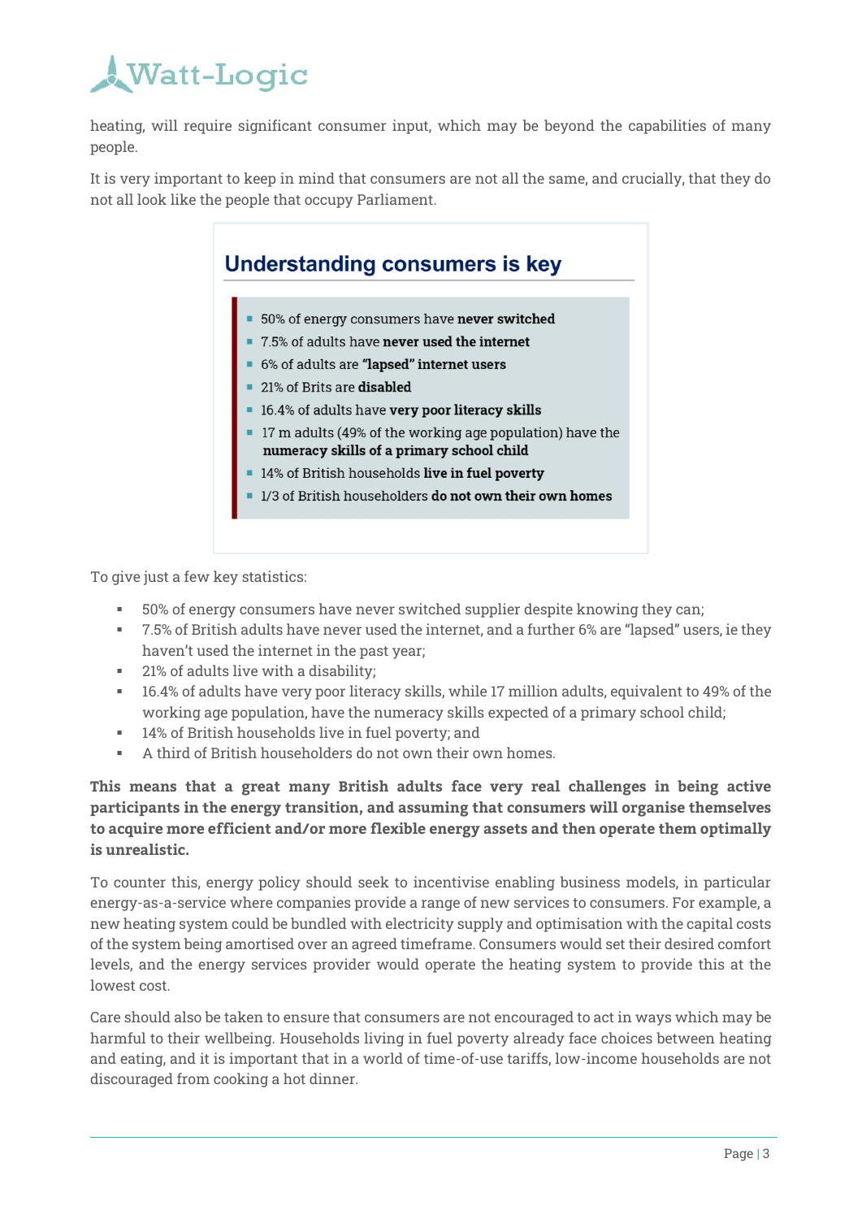heating, will require significant consumer input, which may be beyond the capabilities of many people.

It is very important to keep in mind that consumers are not all the same, and crucially, that they do not all look like the people that occupy Parliament.

## Understanding consumers is key

- 50% of energy consumers have **never switched**
- 7.5% of adults have **never used the internet**
- 6% of adults are **"lapsed" internet users**
- 21% of Brits are **disabled**
- 16.4% of adults have **very poor literacy skills**
- 17 m adults (49% of the working age population) have the **numeracy skills of a primary school child**
- 14% of British households **live in fuel poverty**
- 1/3 of British householders **do not own their own homes**

To give just a few key statistics:

- 50% of energy consumers have never switched supplier despite knowing they can;
- 7.5% of British adults have never used the internet, and a further 6% are "lapsed" users, ie they haven't used the internet in the past year;
- 21% of adults live with a disability;
- 16.4% of adults have very poor literacy skills, while 17 million adults, equivalent to 49% of the working age population, have the numeracy skills expected of a primary school child;
- 14% of British households live in fuel poverty; and
- A third of British householders do not own their own homes.

**This means that a great many British adults face very real challenges in being active participants in the energy transition, and assuming that consumers will organise themselves to acquire more efficient and/or more flexible energy assets and then operate them optimally is unrealistic.**

To counter this, energy policy should seek to incentivise enabling business models, in particular energy-as-a-service where companies provide a range of new services to consumers. For example, a new heating system could be bundled with electricity supply and optimisation with the capital costs of the system being amortised over an agreed timeframe. Consumers would set their desired comfort levels, and the energy services provider would operate the heating system to provide this at the lowest cost.

Care should also be taken to ensure that consumers are not encouraged to act in ways which may be harmful to their wellbeing. Households living in fuel poverty already face choices between heating and eating, and it is important that in a world of time-of-use tariffs, low-income households are not discouraged from cooking a hot dinner.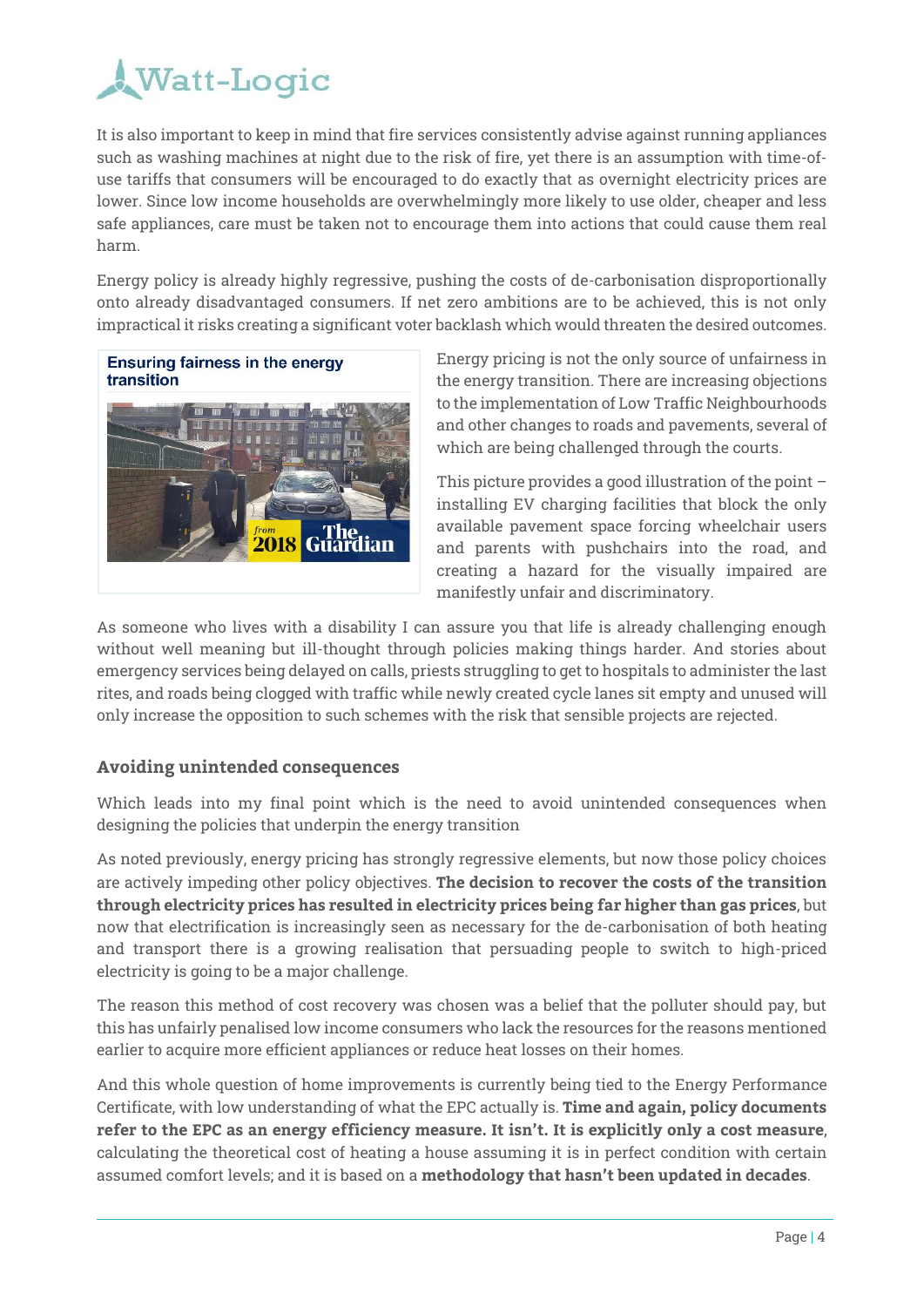It is also important to keep in mind that fire services consistently advise against running appliances such as washing machines at night due to the risk of fire, yet there is an assumption with time-of-use tariffs that consumers will be encouraged to do exactly that as overnight electricity prices are lower. Since low income households are overwhelmingly more likely to use older, cheaper and less safe appliances, care must be taken not to encourage them into actions that could cause them real harm.

Energy policy is already highly regressive, pushing the costs of de-carbonisation disproportionally onto already disadvantaged consumers. If net zero ambitions are to be achieved, this is not only impractical it risks creating a significant voter backlash which would threaten the desired outcomes.

**Ensuring fairness in the energy transition**

Energy pricing is not the only source of unfairness in the energy transition. There are increasing objections to the implementation of Low Traffic Neighbourhoods and other changes to roads and pavements, several of which are being challenged through the courts.

This picture provides a good illustration of the point – installing EV charging facilities that block the only available pavement space forcing wheelchair users and parents with pushchairs into the road, and creating a hazard for the visually impaired are manifestly unfair and discriminatory.

As someone who lives with a disability I can assure you that life is already challenging enough without well meaning but ill-thought through policies making things harder. And stories about emergency services being delayed on calls, priests struggling to get to hospitals to administer the last rites, and roads being clogged with traffic while newly created cycle lanes sit empty and unused will only increase the opposition to such schemes with the risk that sensible projects are rejected.

## Avoiding unintended consequences

Which leads into my final point which is the need to avoid unintended consequences when designing the policies that underpin the energy transition

As noted previously, energy pricing has strongly regressive elements, but now those policy choices are actively impeding other policy objectives. **The decision to recover the costs of the transition through electricity prices has resulted in electricity prices being far higher than gas prices**, but now that electrification is increasingly seen as necessary for the de-carbonisation of both heating and transport there is a growing realisation that persuading people to switch to high-priced electricity is going to be a major challenge.

The reason this method of cost recovery was chosen was a belief that the polluter should pay, but this has unfairly penalised low income consumers who lack the resources for the reasons mentioned earlier to acquire more efficient appliances or reduce heat losses on their homes.

And this whole question of home improvements is currently being tied to the Energy Performance Certificate, with low understanding of what the EPC actually is. **Time and again, policy documents refer to the EPC as an energy efficiency measure. It isn't. It is explicitly only a cost measure**, calculating the theoretical cost of heating a house assuming it is in perfect condition with certain assumed comfort levels; and it is based on a **methodology that hasn't been updated in decades**.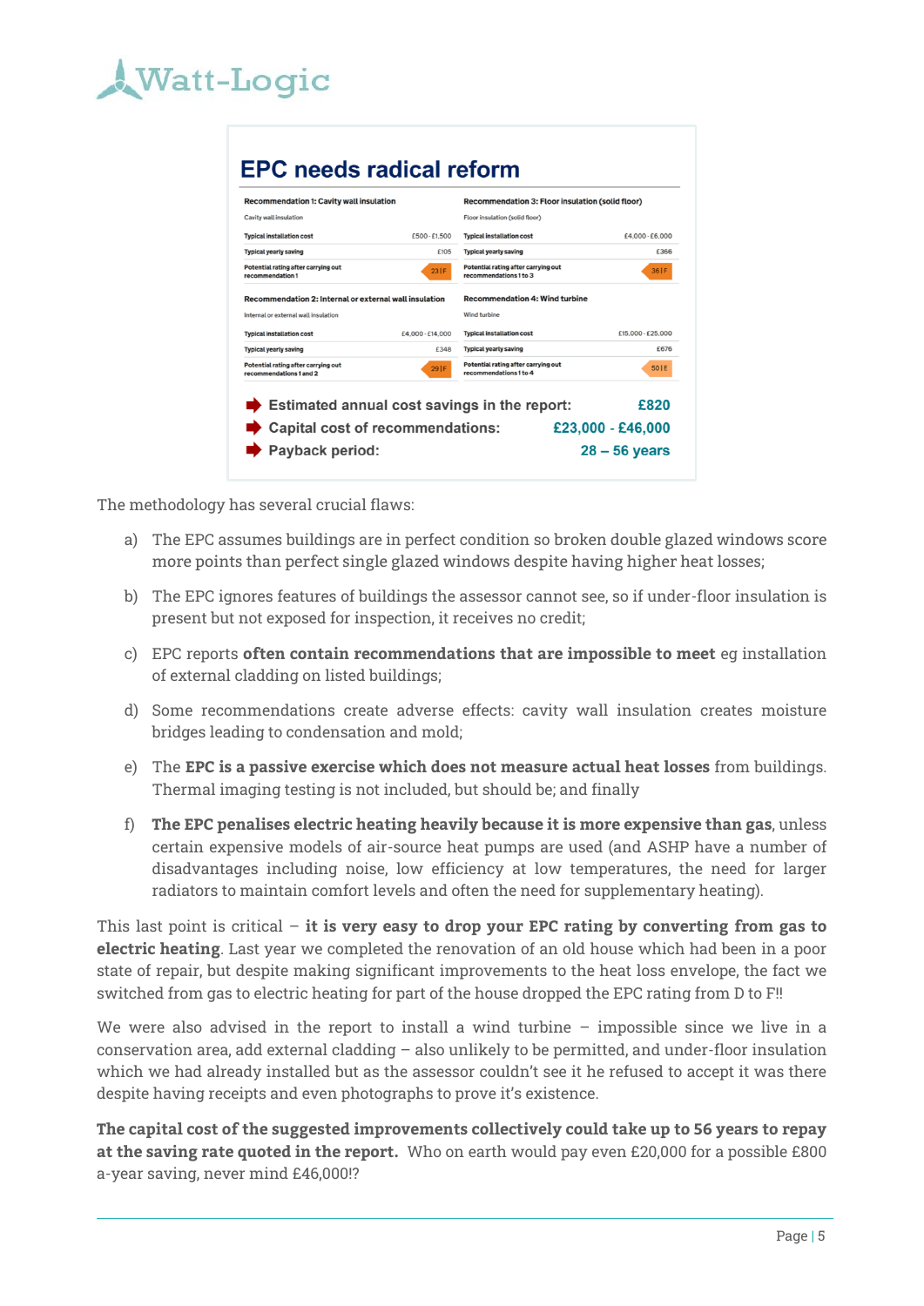## EPC needs radical reform

| Recommendation 1: Cavity wall insulation | |
|---|---|
| Cavity wall insulation | |
| Typical installation cost | £500 - £1,500 |
| Typical yearly saving | £105 |
| Potential rating after carrying out recommendation 1 | 23 \| F |

| Recommendation 2: Internal or external wall insulation | |
|---|---|
| Internal or external wall insulation | |
| Typical installation cost | £4,000 - £14,000 |
| Typical yearly saving | £348 |
| Potential rating after carrying out recommendations 1 and 2 | 29 \| F |

| Recommendation 3: Floor insulation (solid floor) | |
|---|---|
| Floor insulation (solid floor) | |
| Typical installation cost | £4,000 - £6,000 |
| Typical yearly saving | £366 |
| Potential rating after carrying out recommendations 1 to 3 | 36 \| F |

| Recommendation 4: Wind turbine | |
|---|---|
| Wind turbine | |
| Typical installation cost | £15,000 - £25,000 |
| Typical yearly saving | £676 |
| Potential rating after carrying out recommendations 1 to 4 | 50 \| E |

- **Estimated annual cost savings in the report:** £820
- **Capital cost of recommendations:** £23,000 - £46,000
- **Payback period:** 28 – 56 years

The methodology has several crucial flaws:

a) The EPC assumes buildings are in perfect condition so broken double glazed windows score more points than perfect single glazed windows despite having higher heat losses;

b) The EPC ignores features of buildings the assessor cannot see, so if under-floor insulation is present but not exposed for inspection, it receives no credit;

c) EPC reports **often contain recommendations that are impossible to meet** eg installation of external cladding on listed buildings;

d) Some recommendations create adverse effects: cavity wall insulation creates moisture bridges leading to condensation and mold;

e) The **EPC is a passive exercise which does not measure actual heat losses** from buildings. Thermal imaging testing is not included, but should be; and finally

f) **The EPC penalises electric heating heavily because it is more expensive than gas**, unless certain expensive models of air-source heat pumps are used (and ASHP have a number of disadvantages including noise, low efficiency at low temperatures, the need for larger radiators to maintain comfort levels and often the need for supplementary heating).

This last point is critical – **it is very easy to drop your EPC rating by converting from gas to electric heating**. Last year we completed the renovation of an old house which had been in a poor state of repair, but despite making significant improvements to the heat loss envelope, the fact we switched from gas to electric heating for part of the house dropped the EPC rating from D to F!!

We were also advised in the report to install a wind turbine – impossible since we live in a conservation area, add external cladding – also unlikely to be permitted, and under-floor insulation which we had already installed but as the assessor couldn't see it he refused to accept it was there despite having receipts and even photographs to prove it's existence.

**The capital cost of the suggested improvements collectively could take up to 56 years to repay at the saving rate quoted in the report.** Who on earth would pay even £20,000 for a possible £800 a-year saving, never mind £46,000!?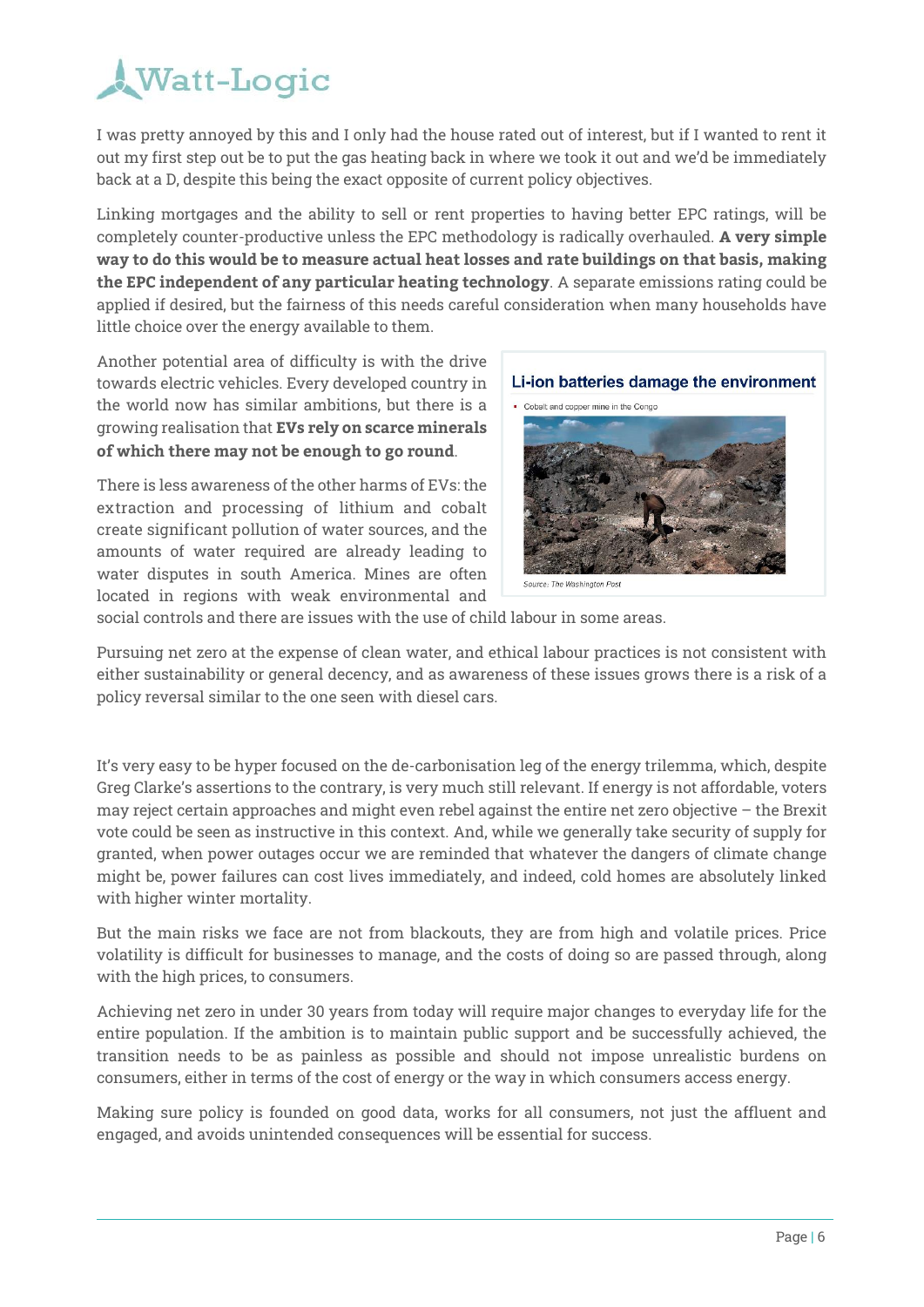I was pretty annoyed by this and I only had the house rated out of interest, but if I wanted to rent it out my first step out be to put the gas heating back in where we took it out and we'd be immediately back at a D, despite this being the exact opposite of current policy objectives.

Linking mortgages and the ability to sell or rent properties to having better EPC ratings, will be completely counter-productive unless the EPC methodology is radically overhauled. **A very simple way to do this would be to measure actual heat losses and rate buildings on that basis, making the EPC independent of any particular heating technology**. A separate emissions rating could be applied if desired, but the fairness of this needs careful consideration when many households have little choice over the energy available to them.

Another potential area of difficulty is with the drive towards electric vehicles. Every developed country in the world now has similar ambitions, but there is a growing realisation that **EVs rely on scarce minerals of which there may not be enough to go round**.

There is less awareness of the other harms of EVs: the extraction and processing of lithium and cobalt create significant pollution of water sources, and the amounts of water required are already leading to water disputes in south America. Mines are often located in regions with weak environmental and social controls and there are issues with the use of child labour in some areas.

Li-ion batteries damage the environment

- Cobalt and copper mine in the Congo

Source: The Washington Post

Pursuing net zero at the expense of clean water, and ethical labour practices is not consistent with either sustainability or general decency, and as awareness of these issues grows there is a risk of a policy reversal similar to the one seen with diesel cars.

It's very easy to be hyper focused on the de-carbonisation leg of the energy trilemma, which, despite Greg Clarke's assertions to the contrary, is very much still relevant. If energy is not affordable, voters may reject certain approaches and might even rebel against the entire net zero objective – the Brexit vote could be seen as instructive in this context. And, while we generally take security of supply for granted, when power outages occur we are reminded that whatever the dangers of climate change might be, power failures can cost lives immediately, and indeed, cold homes are absolutely linked with higher winter mortality.

But the main risks we face are not from blackouts, they are from high and volatile prices. Price volatility is difficult for businesses to manage, and the costs of doing so are passed through, along with the high prices, to consumers.

Achieving net zero in under 30 years from today will require major changes to everyday life for the entire population. If the ambition is to maintain public support and be successfully achieved, the transition needs to be as painless as possible and should not impose unrealistic burdens on consumers, either in terms of the cost of energy or the way in which consumers access energy.

Making sure policy is founded on good data, works for all consumers, not just the affluent and engaged, and avoids unintended consequences will be essential for success.